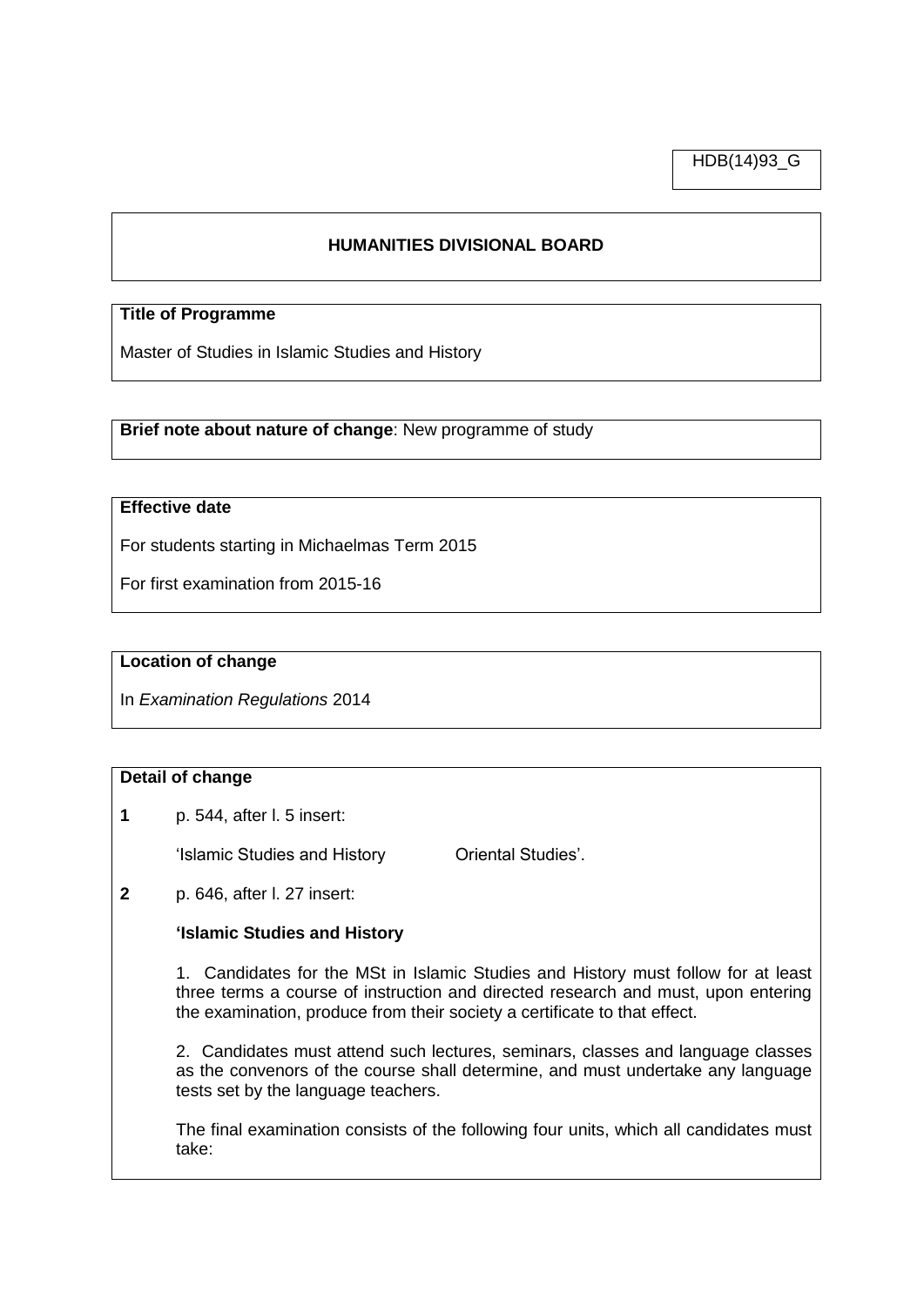HDB(14)93_G

## HUMANITIES DIVISIONAL BOARD

**Title of Programme**

Master of Studies in Islamic Studies and History

**Brief note about nature of change**: New programme of study

**Effective date**

For students starting in Michaelmas Term 2015

For first examination from 2015-16

**Location of change**

In *Examination Regulations* 2014

**Detail of change**

**1** p. 544, after l. 5 insert:

'Islamic Studies and History Oriental Studies'.

**2** p. 646, after l. 27 insert:

**'Islamic Studies and History**

1. Candidates for the MSt in Islamic Studies and History must follow for at least three terms a course of instruction and directed research and must, upon entering the examination, produce from their society a certificate to that effect.

2. Candidates must attend such lectures, seminars, classes and language classes as the convenors of the course shall determine, and must undertake any language tests set by the language teachers.

The final examination consists of the following four units, which all candidates must take: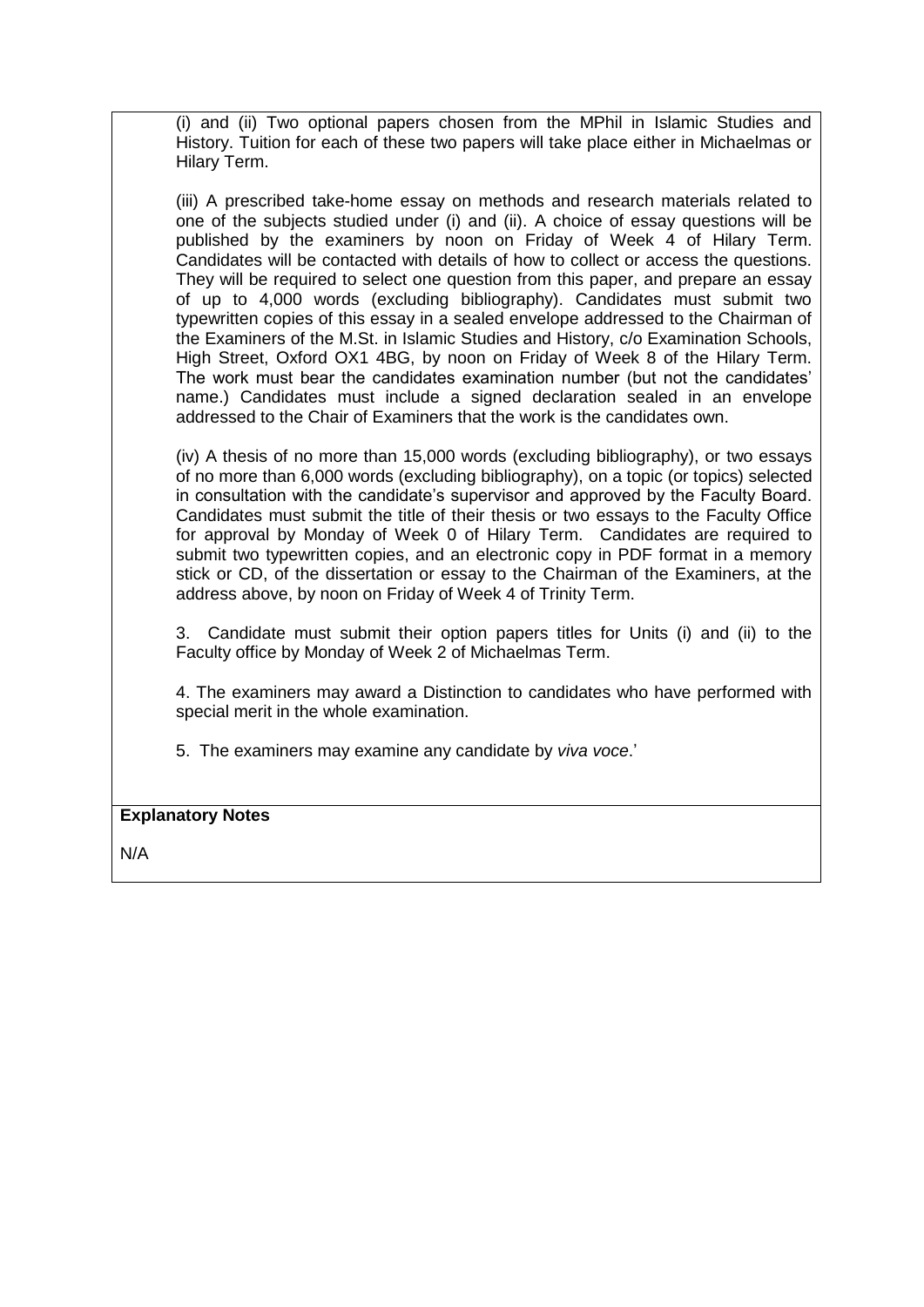(i) and (ii) Two optional papers chosen from the MPhil in Islamic Studies and History. Tuition for each of these two papers will take place either in Michaelmas or Hilary Term.

(iii) A prescribed take-home essay on methods and research materials related to one of the subjects studied under (i) and (ii). A choice of essay questions will be published by the examiners by noon on Friday of Week 4 of Hilary Term. Candidates will be contacted with details of how to collect or access the questions. They will be required to select one question from this paper, and prepare an essay of up to 4,000 words (excluding bibliography). Candidates must submit two typewritten copies of this essay in a sealed envelope addressed to the Chairman of the Examiners of the M.St. in Islamic Studies and History, c/o Examination Schools, High Street, Oxford OX1 4BG, by noon on Friday of Week 8 of the Hilary Term. The work must bear the candidates examination number (but not the candidates' name.) Candidates must include a signed declaration sealed in an envelope addressed to the Chair of Examiners that the work is the candidates own.

(iv) A thesis of no more than 15,000 words (excluding bibliography), or two essays of no more than 6,000 words (excluding bibliography), on a topic (or topics) selected in consultation with the candidate's supervisor and approved by the Faculty Board. Candidates must submit the title of their thesis or two essays to the Faculty Office for approval by Monday of Week 0 of Hilary Term. Candidates are required to submit two typewritten copies, and an electronic copy in PDF format in a memory stick or CD, of the dissertation or essay to the Chairman of the Examiners, at the address above, by noon on Friday of Week 4 of Trinity Term.

3. Candidate must submit their option papers titles for Units (i) and (ii) to the Faculty office by Monday of Week 2 of Michaelmas Term.

4. The examiners may award a Distinction to candidates who have performed with special merit in the whole examination.

5. The examiners may examine any candidate by *viva voce*.'

**Explanatory Notes**

N/A